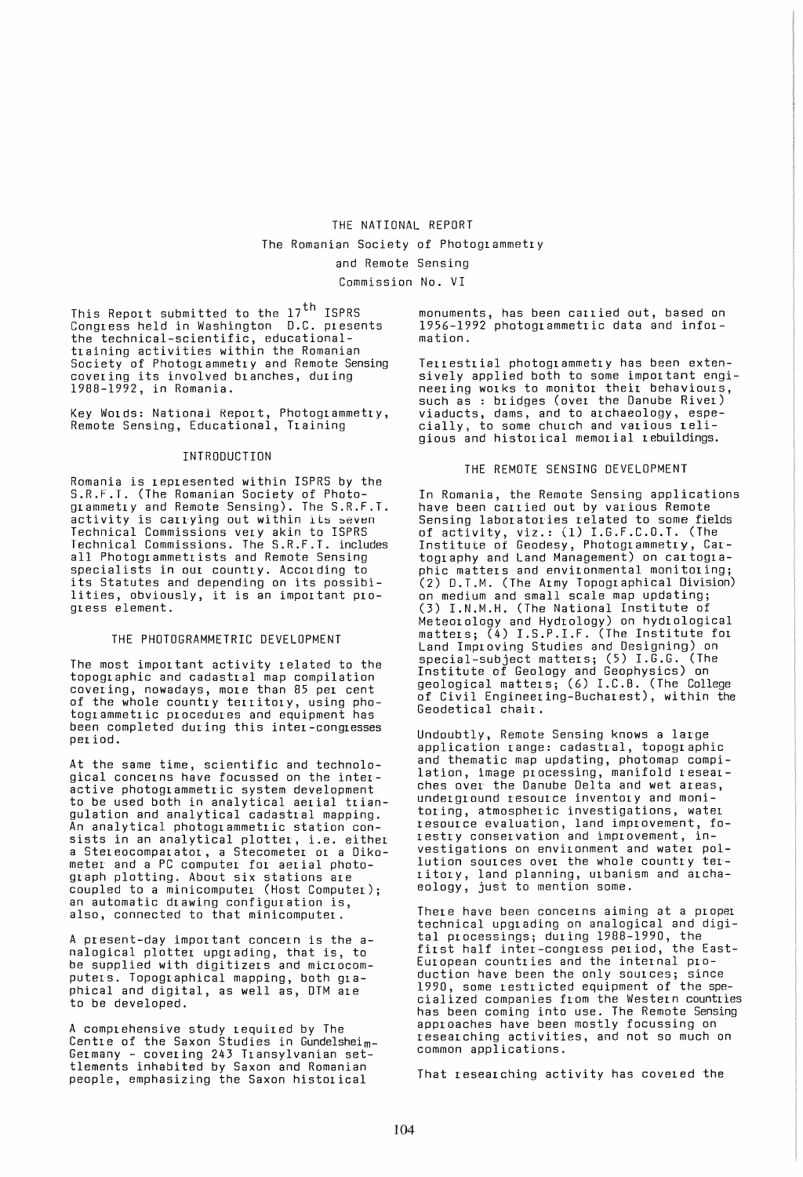# THE NATIONAL REPORT

The Romanian Society of Photogrammetry

and Remote Sensing

Commission No. VI

This Report submitted to the 17th ISPRS Congress held in Washington D.C. presents the technical-scientific, educational-training activities within the Romanian Society of Photogrammetry and Remote Sensing covering its involved branches, during 1988-1992, in Romania.

Key Words: National Report, Photogrammetry, Remote Sensing, Educational, Training

## INTRODUCTION

Romania is represented within ISPRS by the S.R.F.T. (The Romanian Society of Photogrammetry and Remote Sensing). The S.R.F.T. activity is carrying out within its seven Technical Commissions very akin to ISPRS Technical Commissions. The S.R.F.T. includes all Photogrammetrists and Remote Sensing specialists in our country. According to its Statutes and depending on its possibilities, obviously, it is an important progress element.

## THE PHOTOGRAMMETRIC DEVELOPMENT

The most important activity related to the topographic and cadastral map compilation covering, nowadays, more than 85 per cent of the whole country territory, using photogrammetric procedures and equipment has been completed during this inter-congresses period.

At the same time, scientific and technological concerns have focussed on the interactive photogrammetric system development to be used both in analytical aerial triangulation and analytical cadastral mapping. An analytical photogrammetric station consists in an analytical plotter, i.e. either a Stereocomparator, a Stecometer or a Dikometer and a PC computer for aerial photograph plotting. About six stations are coupled to a minicomputer (Host Computer); an automatic drawing configuration is, also, connected to that minicomputer.

A present-day important concern is the analogical plotter upgrading, that is, to be supplied with digitizers and microcomputers. Topographical mapping, both graphical and digital, as well as, DTM are to be developed.

A comprehensive study required by The Centre of the Saxon Studies in Gundelsheim-Germany - covering 243 Transylvanian settlements inhabited by Saxon and Romanian people, emphasizing the Saxon historical monuments, has been carried out, based on 1956-1992 photogrammetric data and information.

Terrestrial photogrammetry has been extensively applied both to some important engineering works to monitor their behaviours, such as : bridges (over the Danube River) viaducts, dams, and to archaeology, especially, to some church and various religious and historical memorial rebuildings.

## THE REMOTE SENSING DEVELOPMENT

In Romania, the Remote Sensing applications have been carried out by various Remote Sensing laboratories related to some fields of activity, viz.: (1) I.G.F.C.O.T. (The Institute of Geodesy, Photogrammetry, Cartography and Land Management) on cartographic matters and environmental monitoring; (2) D.T.M. (The Army Topographical Division) on medium and small scale map updating; (3) I.N.M.H. (The National Institute of Meteorology and Hydrology) on hydrological matters; (4) I.S.P.I.F. (The Institute for Land Improving Studies and Designing) on special-subject matters; (5) I.G.G. (The Institute of Geology and Geophysics) on geological matters; (6) I.C.B. (The College of Civil Engineering-Bucharest), within the Geodetical chair.

Undoubtly, Remote Sensing knows a large application range: cadastral, topographic and thematic map updating, photomap compilation, image processing, manifold researches over the Danube Delta and wet areas, underground resource inventory and monitoring, atmospheric investigations, water resource evaluation, land improvement, forestry conservation and improvement, investigations on environment and water pollution sources over the whole country territory, land planning, urbanism and archaeology, just to mention some.

There have been concerns aiming at a proper technical upgrading on analogical and digital processings; during 1988-1990, the first half inter-congress period, the East-European countries and the internal production have been the only sources; since 1990, some restricted equipment of the specialized companies from the Western countries has been coming into use. The Remote Sensing approaches have been mostly focussing on researching activities, and not so much on common applications.

That researching activity has covered the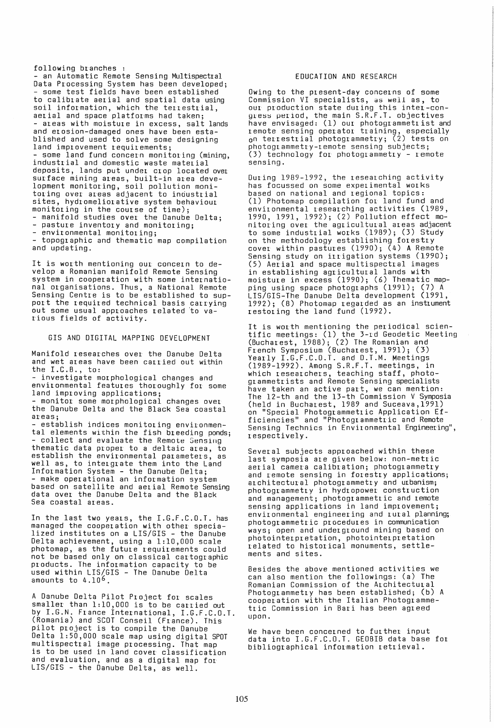following branches :

- an Automatic Remote Sensing Multispectral Data Processing System has been developed;
- some test fields have been established to calibrate aerial and spatial data using soil information, which the terrestrial, aerial and space platforms had taken;
- areas with moisture in excess, salt lands and erosion-damaged ones have been established and used to solve some designing land improvement requirements;
- some land fund concern monitoring (mining, industrial and domestic waste material deposits, lands put under crop located over surface mining areas, built-in area development monitoring, soil pollution monitoring over areas adjacent to industrial sites, hydromeliorative system behaviour monitoring in the course of time);
- manifold studies over the Danube Delta;
- pasture inventory and monitoring;
- environmental monitoring;
- topographic and thematic map compilation and updating.

It is worth mentioning our concern to develop a Romanian manifold Remote Sensing system in cooperation with some international organisations. Thus, a National Remote Sensing Centre is to be established to support the required technical basis carrying out some usual approaches related to various fields of activity.

## GIS AND DIGITAL MAPPING DEVELOPMENT

Manifold researches over the Danube Delta and wet areas have been carried out within the I.C.B., to:

- investigate morphological changes and environmental features thoroughly for some land improving applications;
- monitor some morphological changes over the Danube Delta and the Black Sea coastal areas;
- establish indices monitoring environmental elements within the fish breeding ponds;
- collect and evaluate the Remote Sensing thematic data proper to a deltaic area, to establish the environmental parameters, as well as, to interegrate them into the Land Information System - the Danube Delta;
- make operational an information system based on satellite and aerial Remote Sensing data over the Danube Delta and the Black Sea coastal areas.

In the last two years, the I.G.F.C.O.T. has managed the cooperation with other specialized institutes on a LIS/GIS - the Danube Delta achievement, using a 1:10,000 scale photomap, as the future requirements could not be based only on classical cartographic products. The information capacity to be used within LIS/GIS - The Danube Delta amounts to $4.10^6$.

A Danube Delta Pilot Project for scales smaller than 1:10,000 is to be carried out by I.G.N. France International, I.G.F.C.O.T. (Romania) and SCOT Conseil (France). This pilot project is to compile the Danube Delta 1:50,000 scale map using digital SPOT multispectral image processing. That map is to be used in land cover classification and evaluation, and as a digital map for LIS/GIS - the Danube Delta, as well.

## EDUCATION AND RESEARCH

Owing to the present-day concerns of some Commission VI specialists, as well as, to our production state during this inter-congress period, the main S.R.F.T. objectives have envisaged: (1) our photogrammetrist and remote sensing operator training, especially on terrestrial photogrammetry; (2) tests on photogrammetry-remote sensing subjects; (3) technology for photogrammetry - remote sensing.

During 1989-1992, the researching activity has focussed on some experimental works based on national and regional topics: (1) Photomap compilation for land fund and environmental researching activities (1989, 1990, 1991, 1992); (2) Pollution effect monitoring over the agricultural areas adjacent to some industrial works (1989); (3) Study on the methodology establishing forestry cover within pastures (1990); (4) A Remote Sensing study on irrigation systems (1990); (5) Aerial and space multispectral images in establishing agricultural lands with moisture in excess (1990); (6) Thematic mapping using space photographs (1991); (7) A LIS/GIS-The Danube Delta development (1991, 1992); (8) Photomap regarded as an instrument restoring the land fund (1992).

It is worth mentioning the periodical scientific meetings: (1) the 3-rd Geodetic Meeting (Bucharest, 1988); (2) The Romanian and French Symposium (Bucharest, 1991); (3) Yearly I.G.F.C.O.T. and D.T.M. Meetings (1989-1992). Among S.R.F.T. meetings, in which researchers, teaching staff, photogrammetrists and Remote Sensing specialists have taken an active part, we can mention: The 12-th and the 13-th Commission V Symposia (held in Bucharest, 1989 and Suceava, 1991) on "Special Photogrammetric Application Efficiencies" and "Photogrammetric and Remote Sensing Technics in Environmental Engineering", respectively.

Several subjects approached within these last symposia are given below: non-metric aerial camera calibration; photogrammetry and remote sensing in forestry applications; architectural photogrammetry and urbanism; photogrammetry in hydropower construction and management; photogrammetric and remote sensing applications in land improvement; environmental engineering and rural planning; photogrammetric procedures in communication ways; open and underground mining based on photointerpretation, photointerpretation related to historical monuments, settlements and sites.

Besides the above mentioned activities we can also mention the followings: (a) The Romanian Commission of the Architectural Photogrammetry has been established; (b) A cooperation with the Italian Photogrammetric Commission in Bari has been agreed upon.

We have been concerned to further input data into I.G.F.C.O.T. GEOBIB data base for bibliographical information retrieval.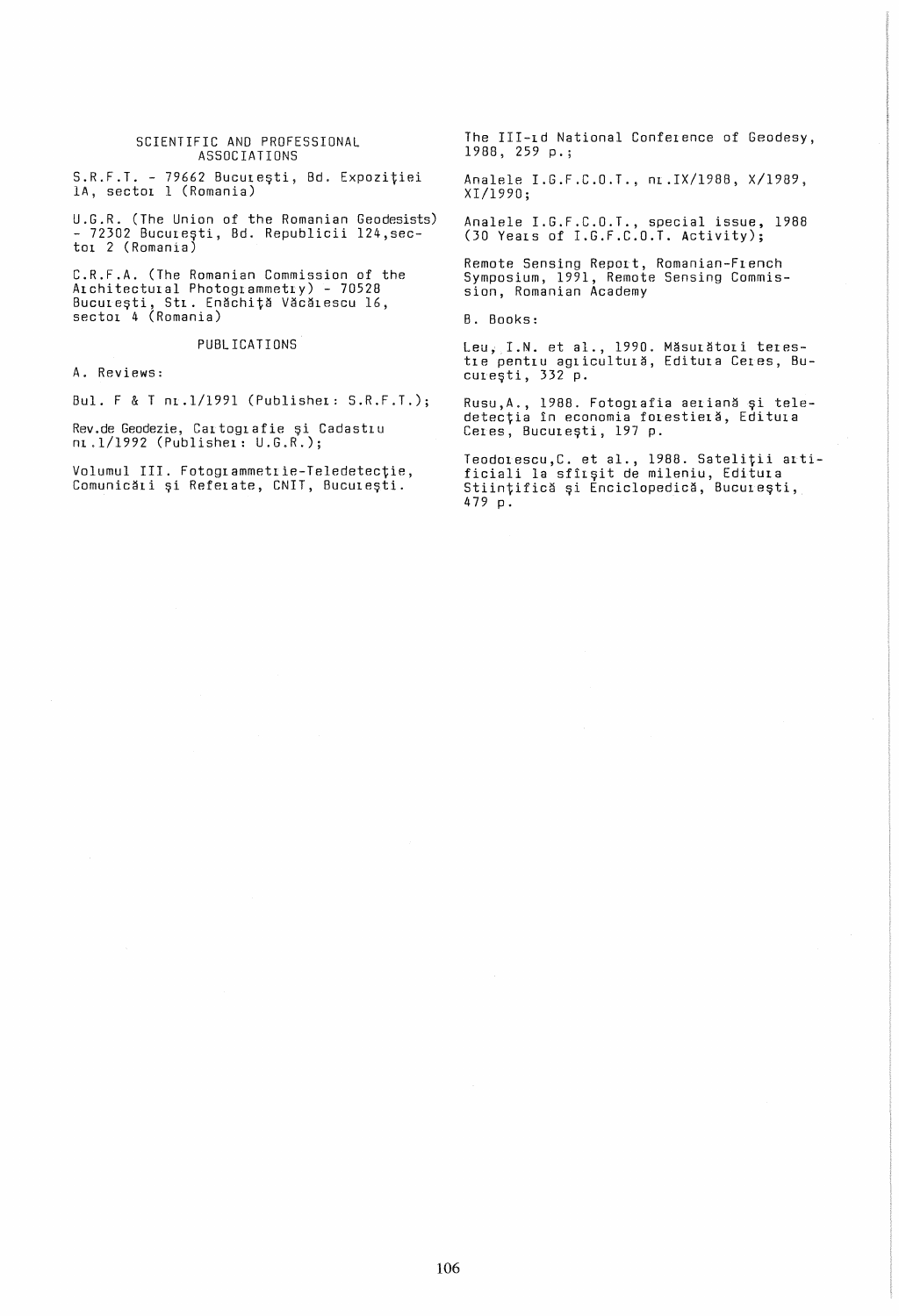## SCIENTIFIC AND PROFESSIONAL ASSOCIATIONS

S.R.F.T. - 79662 Bucureşti, Bd. Expoziţiei 1A, sector 1 (Romania)

U.G.R. (The Union of the Romanian Geodesists) - 72302 Bucureşti, Bd. Republicii 124, sector 2 (Romania)

C.R.F.A. (The Romanian Commission of the Architectural Photogrammetry) - 70528 Bucureşti, Str. Enăchiţă Văcărescu 16, sector 4 (Romania)

## PUBLICATIONS

A. Reviews:

Bul. F & T nr.1/1991 (Publisher: S.R.F.T.);

Rev.de Geodezie, Cartografie şi Cadastru nr.1/1992 (Publisher: U.G.R.);

Volumul III. Fotogrammetrie-Teledetecţie, Comunicări şi Referate, CNIT, Bucureşti.

The III-rd National Conference of Geodesy, 1988, 259 p.;

Analele I.G.F.C.O.T., nr.IX/1988, X/1989, XI/1990;

Analele I.G.F.C.O.T., special issue, 1988 (30 Years of I.G.F.C.O.T. Activity);

Remote Sensing Report, Romanian-French Symposium, 1991, Remote Sensing Commission, Romanian Academy

B. Books:

Leu, I.N. et al., 1990. Măsurători terestre pentru agricultură, Editura Ceres, Bucureşti, 332 p.

Rusu, A., 1988. Fotografia aeriană şi teledetecţia în economia forestieră, Editura Ceres, Bucureşti, 197 p.

Teodorescu, C. et al., 1988. Sateliţii artificiali la sfîrşit de mileniu, Editura Stiinţifică şi Enciclopedică, Bucureşti, 479 p.